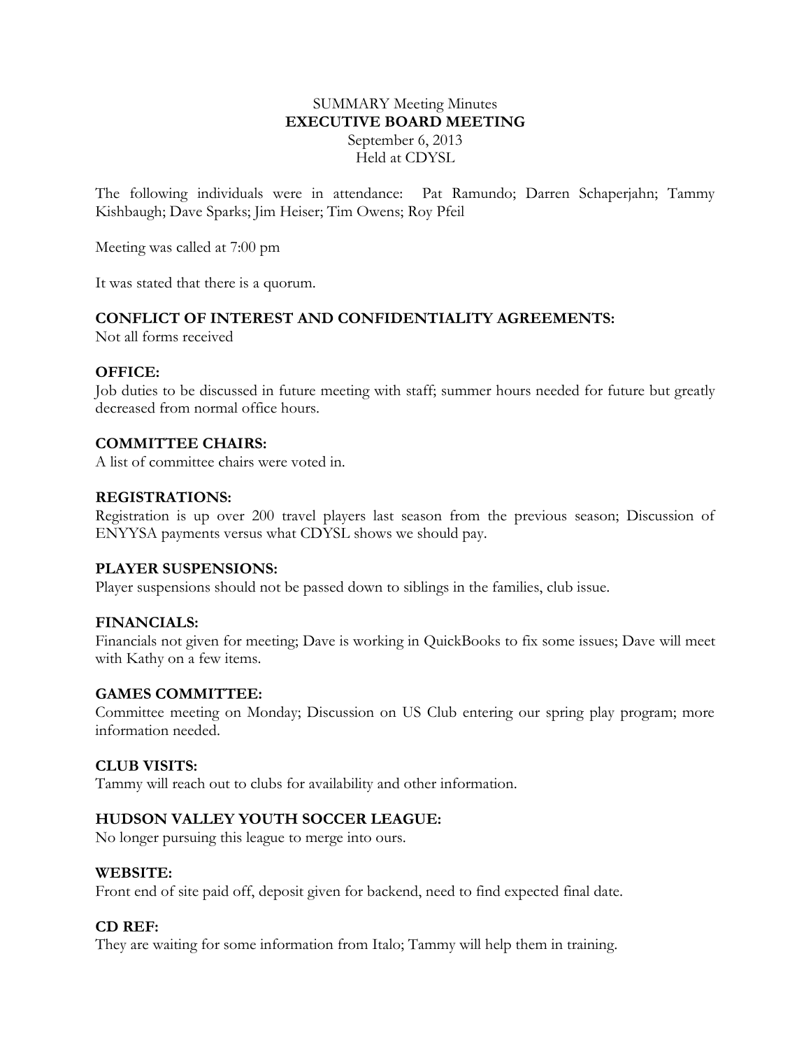SUMMARY Meeting Minutes

**EXECUTIVE BOARD MEETING**

September 6, 2013

Held at CDYSL

The following individuals were in attendance: Pat Ramundo; Darren Schaperjahn; Tammy Kishbaugh; Dave Sparks; Jim Heiser; Tim Owens; Roy Pfeil

Meeting was called at 7:00 pm

It was stated that there is a quorum.

**CONFLICT OF INTEREST AND CONFIDENTIALITY AGREEMENTS:**
Not all forms received

**OFFICE:**
Job duties to be discussed in future meeting with staff; summer hours needed for future but greatly decreased from normal office hours.

**COMMITTEE CHAIRS:**
A list of committee chairs were voted in.

**REGISTRATIONS:**
Registration is up over 200 travel players last season from the previous season; Discussion of ENYYSA payments versus what CDYSL shows we should pay.

**PLAYER SUSPENSIONS:**
Player suspensions should not be passed down to siblings in the families, club issue.

**FINANCIALS:**
Financials not given for meeting; Dave is working in QuickBooks to fix some issues; Dave will meet with Kathy on a few items.

**GAMES COMMITTEE:**
Committee meeting on Monday; Discussion on US Club entering our spring play program; more information needed.

**CLUB VISITS:**
Tammy will reach out to clubs for availability and other information.

**HUDSON VALLEY YOUTH SOCCER LEAGUE:**
No longer pursuing this league to merge into ours.

**WEBSITE:**
Front end of site paid off, deposit given for backend, need to find expected final date.

**CD REF:**
They are waiting for some information from Italo; Tammy will help them in training.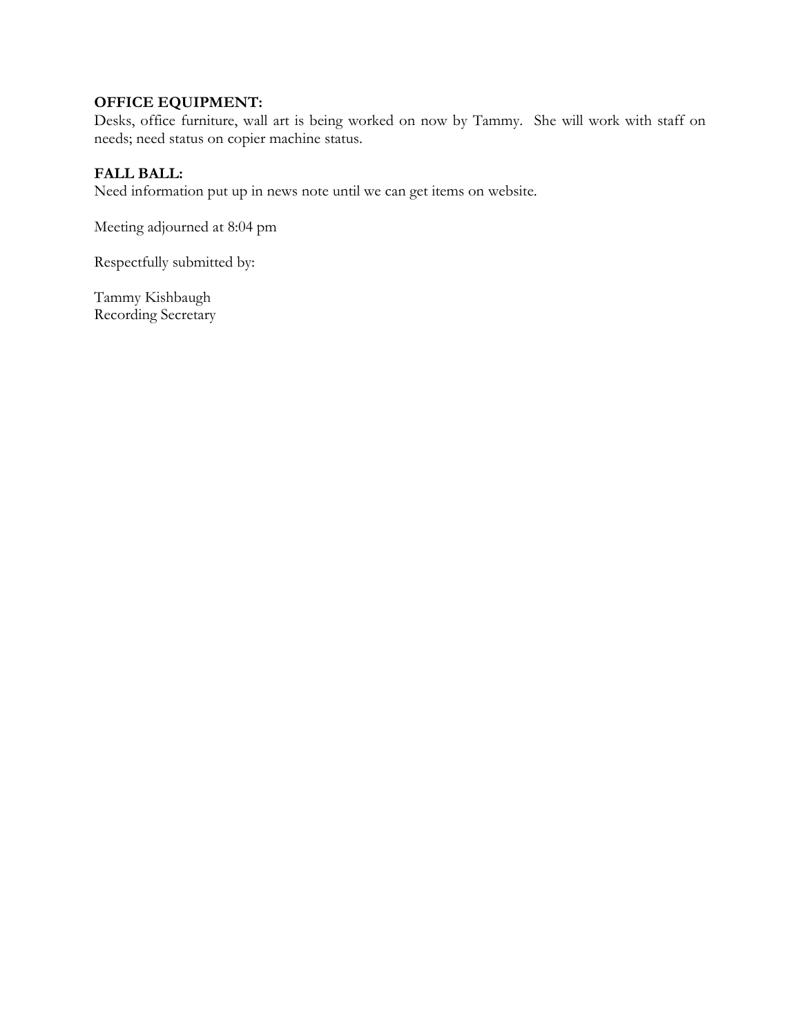**OFFICE EQUIPMENT:**
Desks, office furniture, wall art is being worked on now by Tammy. She will work with staff on needs; need status on copier machine status.

**FALL BALL:**
Need information put up in news note until we can get items on website.

Meeting adjourned at 8:04 pm

Respectfully submitted by:

Tammy Kishbaugh
Recording Secretary